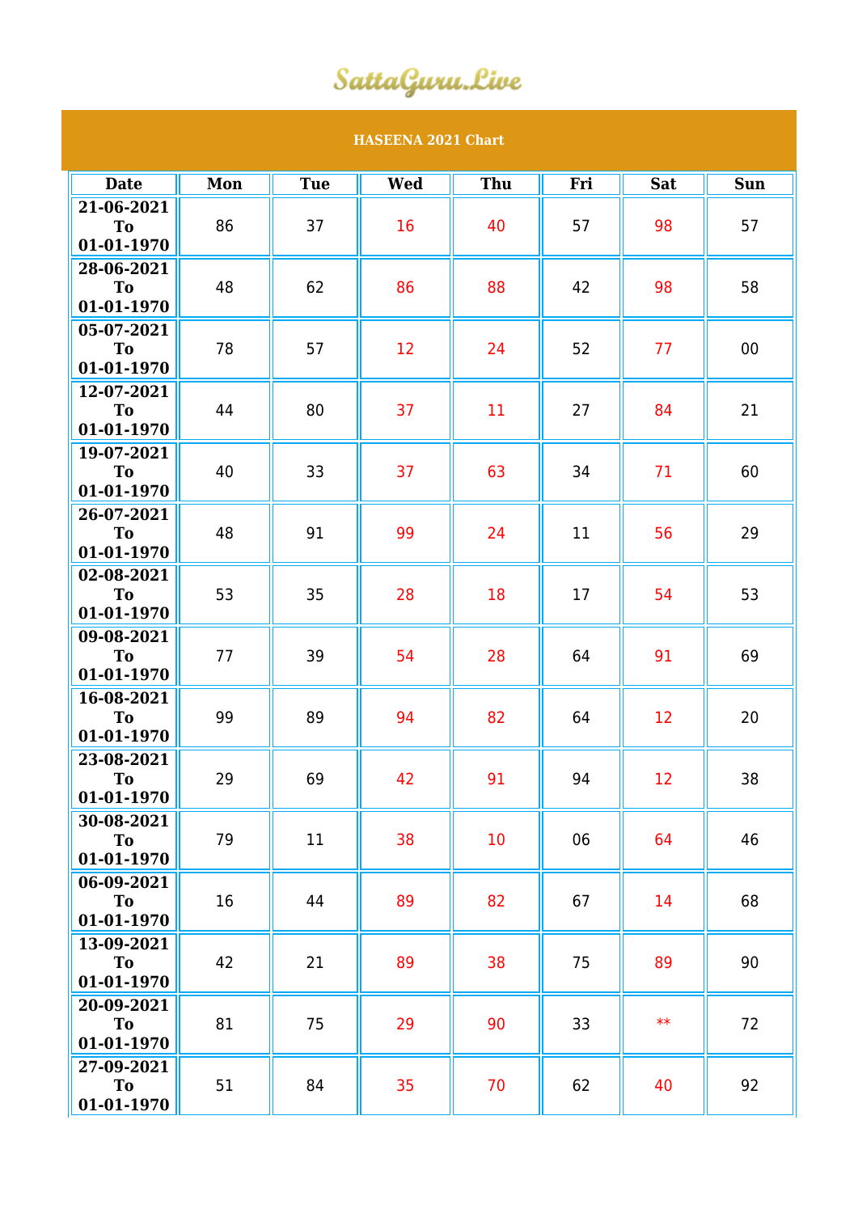# SattaGuru.Live

## HASEENA 2021 Chart

| Date | Mon | Tue | Wed | Thu | Fri | Sat | Sun |
|---|---|---|---|---|---|---|---|
| 21-06-2021 To 01-01-1970 | 86 | 37 | 16 | 40 | 57 | 98 | 57 |
| 28-06-2021 To 01-01-1970 | 48 | 62 | 86 | 88 | 42 | 98 | 58 |
| 05-07-2021 To 01-01-1970 | 78 | 57 | 12 | 24 | 52 | 77 | 00 |
| 12-07-2021 To 01-01-1970 | 44 | 80 | 37 | 11 | 27 | 84 | 21 |
| 19-07-2021 To 01-01-1970 | 40 | 33 | 37 | 63 | 34 | 71 | 60 |
| 26-07-2021 To 01-01-1970 | 48 | 91 | 99 | 24 | 11 | 56 | 29 |
| 02-08-2021 To 01-01-1970 | 53 | 35 | 28 | 18 | 17 | 54 | 53 |
| 09-08-2021 To 01-01-1970 | 77 | 39 | 54 | 28 | 64 | 91 | 69 |
| 16-08-2021 To 01-01-1970 | 99 | 89 | 94 | 82 | 64 | 12 | 20 |
| 23-08-2021 To 01-01-1970 | 29 | 69 | 42 | 91 | 94 | 12 | 38 |
| 30-08-2021 To 01-01-1970 | 79 | 11 | 38 | 10 | 06 | 64 | 46 |
| 06-09-2021 To 01-01-1970 | 16 | 44 | 89 | 82 | 67 | 14 | 68 |
| 13-09-2021 To 01-01-1970 | 42 | 21 | 89 | 38 | 75 | 89 | 90 |
| 20-09-2021 To 01-01-1970 | 81 | 75 | 29 | 90 | 33 | ** | 72 |
| 27-09-2021 To 01-01-1970 | 51 | 84 | 35 | 70 | 62 | 40 | 92 |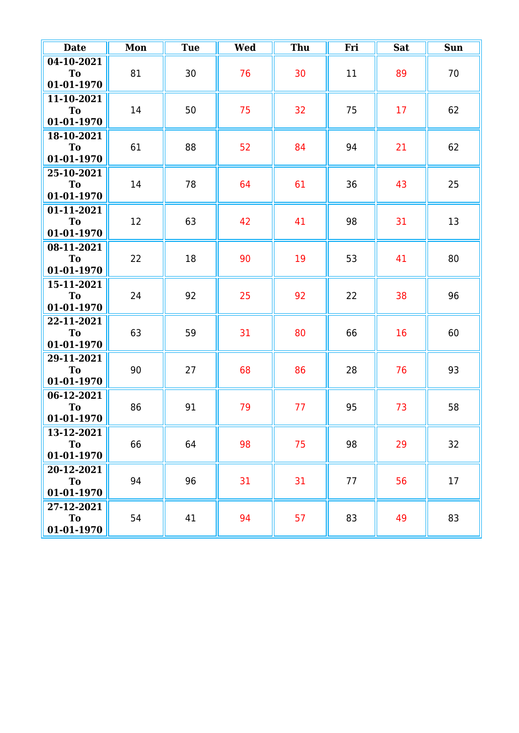| Date | Mon | Tue | Wed | Thu | Fri | Sat | Sun |
|---|---|---|---|---|---|---|---|
| **04-10-2021 To 01-01-1970** | 81 | 30 | 76 | 30 | 11 | 89 | 70 |
| **11-10-2021 To 01-01-1970** | 14 | 50 | 75 | 32 | 75 | 17 | 62 |
| **18-10-2021 To 01-01-1970** | 61 | 88 | 52 | 84 | 94 | 21 | 62 |
| **25-10-2021 To 01-01-1970** | 14 | 78 | 64 | 61 | 36 | 43 | 25 |
| **01-11-2021 To 01-01-1970** | 12 | 63 | 42 | 41 | 98 | 31 | 13 |
| **08-11-2021 To 01-01-1970** | 22 | 18 | 90 | 19 | 53 | 41 | 80 |
| **15-11-2021 To 01-01-1970** | 24 | 92 | 25 | 92 | 22 | 38 | 96 |
| **22-11-2021 To 01-01-1970** | 63 | 59 | 31 | 80 | 66 | 16 | 60 |
| **29-11-2021 To 01-01-1970** | 90 | 27 | 68 | 86 | 28 | 76 | 93 |
| **06-12-2021 To 01-01-1970** | 86 | 91 | 79 | 77 | 95 | 73 | 58 |
| **13-12-2021 To 01-01-1970** | 66 | 64 | 98 | 75 | 98 | 29 | 32 |
| **20-12-2021 To 01-01-1970** | 94 | 96 | 31 | 31 | 77 | 56 | 17 |
| **27-12-2021 To 01-01-1970** | 54 | 41 | 94 | 57 | 83 | 49 | 83 |